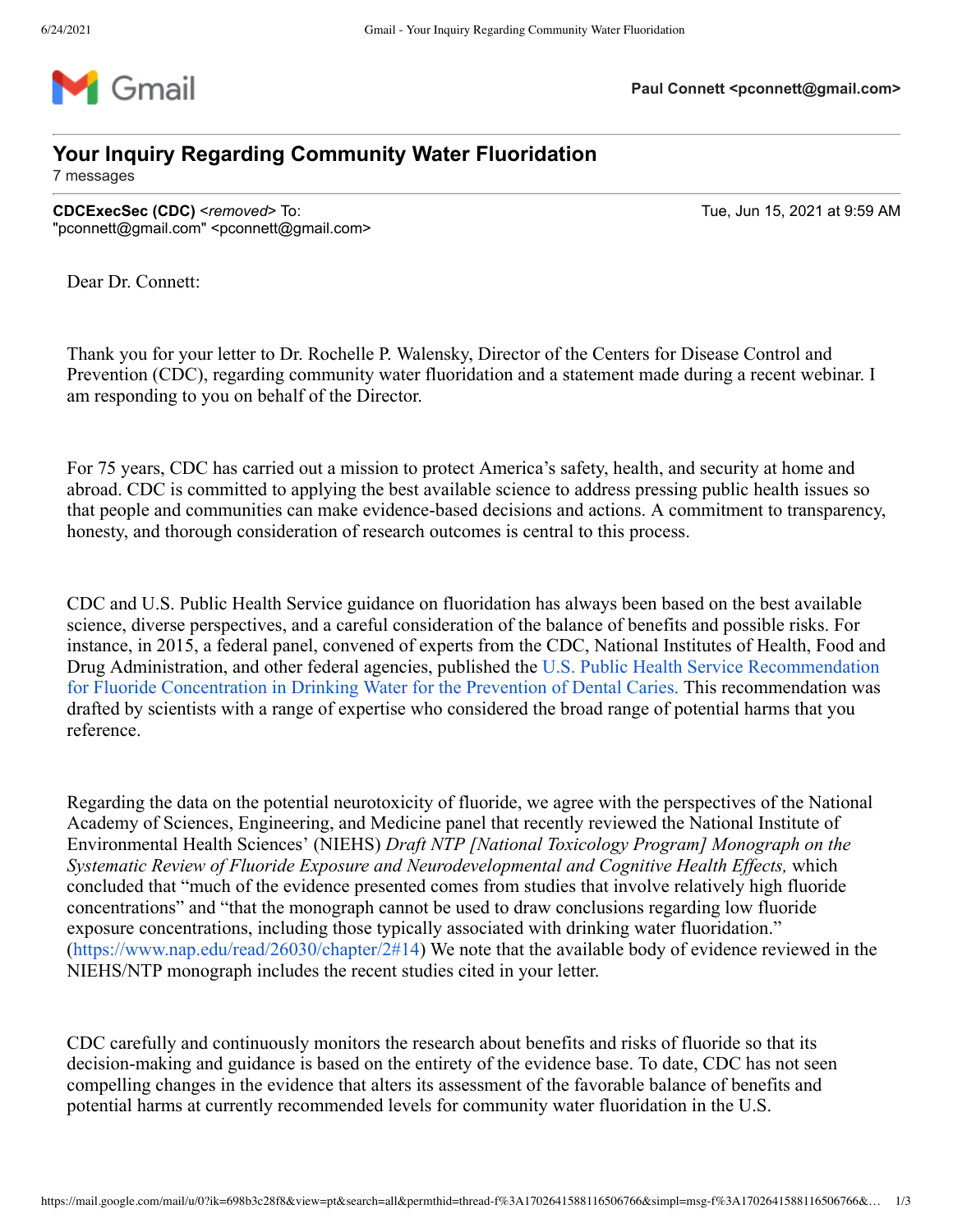Paul Connett <pconnett@gmail.com>

# Your Inquiry Regarding Community Water Fluoridation

7 messages

**CDCExecSec (CDC)** <*removed*> To: "pconnett@gmail.com" <pconnett@gmail.com>

Tue, Jun 15, 2021 at 9:59 AM

Dear Dr. Connett:

Thank you for your letter to Dr. Rochelle P. Walensky, Director of the Centers for Disease Control and Prevention (CDC), regarding community water fluoridation and a statement made during a recent webinar. I am responding to you on behalf of the Director.

For 75 years, CDC has carried out a mission to protect America's safety, health, and security at home and abroad. CDC is committed to applying the best available science to address pressing public health issues so that people and communities can make evidence-based decisions and actions. A commitment to transparency, honesty, and thorough consideration of research outcomes is central to this process.

CDC and U.S. Public Health Service guidance on fluoridation has always been based on the best available science, diverse perspectives, and a careful consideration of the balance of benefits and possible risks. For instance, in 2015, a federal panel, convened of experts from the CDC, National Institutes of Health, Food and Drug Administration, and other federal agencies, published the U.S. Public Health Service Recommendation for Fluoride Concentration in Drinking Water for the Prevention of Dental Caries. This recommendation was drafted by scientists with a range of expertise who considered the broad range of potential harms that you reference.

Regarding the data on the potential neurotoxicity of fluoride, we agree with the perspectives of the National Academy of Sciences, Engineering, and Medicine panel that recently reviewed the National Institute of Environmental Health Sciences' (NIEHS) *Draft NTP [National Toxicology Program] Monograph on the Systematic Review of Fluoride Exposure and Neurodevelopmental and Cognitive Health Effects,* which concluded that "much of the evidence presented comes from studies that involve relatively high fluoride concentrations" and "that the monograph cannot be used to draw conclusions regarding low fluoride exposure concentrations, including those typically associated with drinking water fluoridation." (https://www.nap.edu/read/26030/chapter/2#14) We note that the available body of evidence reviewed in the NIEHS/NTP monograph includes the recent studies cited in your letter.

CDC carefully and continuously monitors the research about benefits and risks of fluoride so that its decision-making and guidance is based on the entirety of the evidence base. To date, CDC has not seen compelling changes in the evidence that alters its assessment of the favorable balance of benefits and potential harms at currently recommended levels for community water fluoridation in the U.S.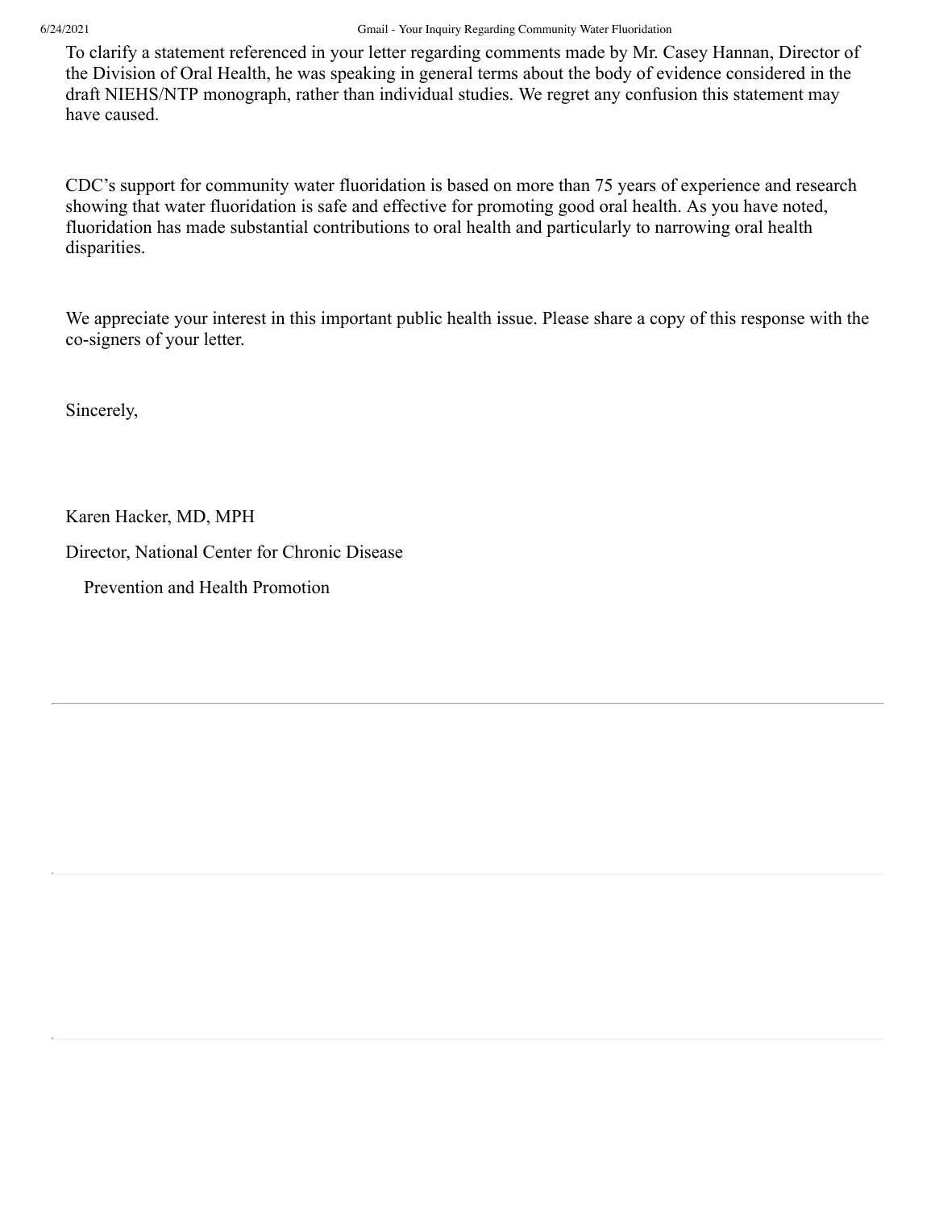To clarify a statement referenced in your letter regarding comments made by Mr. Casey Hannan, Director of the Division of Oral Health, he was speaking in general terms about the body of evidence considered in the draft NIEHS/NTP monograph, rather than individual studies. We regret any confusion this statement may have caused.

CDC's support for community water fluoridation is based on more than 75 years of experience and research showing that water fluoridation is safe and effective for promoting good oral health. As you have noted, fluoridation has made substantial contributions to oral health and particularly to narrowing oral health disparities.

We appreciate your interest in this important public health issue. Please share a copy of this response with the co-signers of your letter.

Sincerely,

Karen Hacker, MD, MPH

Director, National Center for Chronic Disease
Prevention and Health Promotion